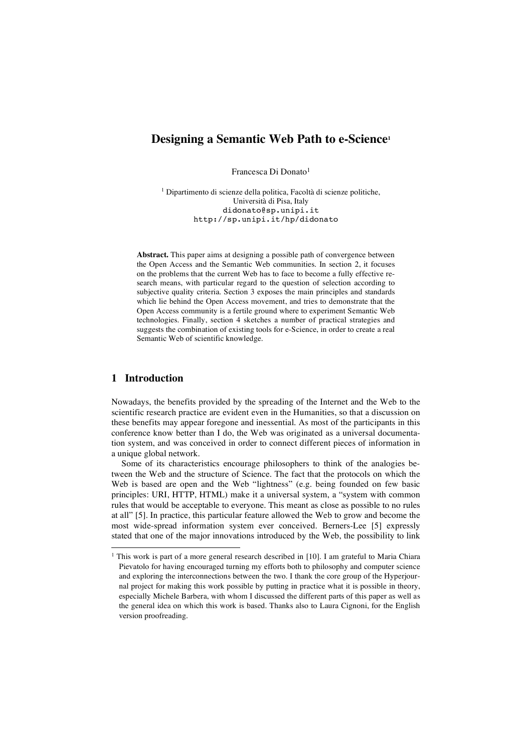# Designing a Semantic Web Path to e-Science[1]

Francesca Di Donato[1]

[1] Dipartimento di scienze della politica, Facoltà di scienze politiche, Università di Pisa, Italy
didonato@sp.unipi.it
http://sp.unipi.it/hp/didonato

**Abstract.** This paper aims at designing a possible path of convergence between the Open Access and the Semantic Web communities. In section 2, it focuses on the problems that the current Web has to face to become a fully effective research means, with particular regard to the question of selection according to subjective quality criteria. Section 3 exposes the main principles and standards which lie behind the Open Access movement, and tries to demonstrate that the Open Access community is a fertile ground where to experiment Semantic Web technologies. Finally, section 4 sketches a number of practical strategies and suggests the combination of existing tools for e-Science, in order to create a real Semantic Web of scientific knowledge.

## 1 Introduction

Nowadays, the benefits provided by the spreading of the Internet and the Web to the scientific research practice are evident even in the Humanities, so that a discussion on these benefits may appear foregone and inessential. As most of the participants in this conference know better than I do, the Web was originated as a universal documentation system, and was conceived in order to connect different pieces of information in a unique global network.

Some of its characteristics encourage philosophers to think of the analogies between the Web and the structure of Science. The fact that the protocols on which the Web is based are open and the Web "lightness" (e.g. being founded on few basic principles: URI, HTTP, HTML) make it a universal system, a "system with common rules that would be acceptable to everyone. This meant as close as possible to no rules at all" [5]. In practice, this particular feature allowed the Web to grow and become the most wide-spread information system ever conceived. Berners-Lee [5] expressly stated that one of the major innovations introduced by the Web, the possibility to link

---

[1] This work is part of a more general research described in [10]. I am grateful to Maria Chiara Pievatolo for having encouraged turning my efforts both to philosophy and computer science and exploring the interconnections between the two. I thank the core group of the Hyperjournal project for making this work possible by putting in practice what it is possible in theory, especially Michele Barbera, with whom I discussed the different parts of this paper as well as the general idea on which this work is based. Thanks also to Laura Cignoni, for the English version proofreading.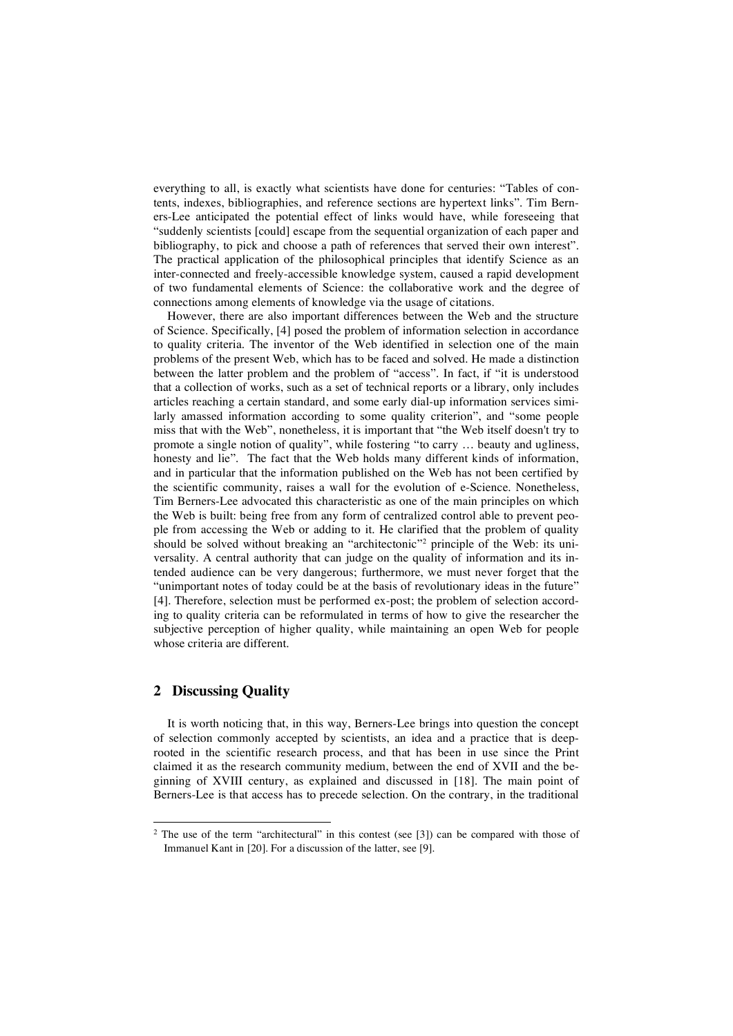everything to all, is exactly what scientists have done for centuries: "Tables of contents, indexes, bibliographies, and reference sections are hypertext links". Tim Berners-Lee anticipated the potential effect of links would have, while foreseeing that "suddenly scientists [could] escape from the sequential organization of each paper and bibliography, to pick and choose a path of references that served their own interest". The practical application of the philosophical principles that identify Science as an inter-connected and freely-accessible knowledge system, caused a rapid development of two fundamental elements of Science: the collaborative work and the degree of connections among elements of knowledge via the usage of citations.

However, there are also important differences between the Web and the structure of Science. Specifically, [4] posed the problem of information selection in accordance to quality criteria. The inventor of the Web identified in selection one of the main problems of the present Web, which has to be faced and solved. He made a distinction between the latter problem and the problem of "access". In fact, if "it is understood that a collection of works, such as a set of technical reports or a library, only includes articles reaching a certain standard, and some early dial-up information services similarly amassed information according to some quality criterion", and "some people miss that with the Web", nonetheless, it is important that "the Web itself doesn't try to promote a single notion of quality", while fostering "to carry … beauty and ugliness, honesty and lie". The fact that the Web holds many different kinds of information, and in particular that the information published on the Web has not been certified by the scientific community, raises a wall for the evolution of e-Science. Nonetheless, Tim Berners-Lee advocated this characteristic as one of the main principles on which the Web is built: being free from any form of centralized control able to prevent people from accessing the Web or adding to it. He clarified that the problem of quality should be solved without breaking an "architectonic"[2] principle of the Web: its universality. A central authority that can judge on the quality of information and its intended audience can be very dangerous; furthermore, we must never forget that the "unimportant notes of today could be at the basis of revolutionary ideas in the future" [4]. Therefore, selection must be performed ex-post; the problem of selection according to quality criteria can be reformulated in terms of how to give the researcher the subjective perception of higher quality, while maintaining an open Web for people whose criteria are different.

## 2 Discussing Quality

It is worth noticing that, in this way, Berners-Lee brings into question the concept of selection commonly accepted by scientists, an idea and a practice that is deep-rooted in the scientific research process, and that has been in use since the Print claimed it as the research community medium, between the end of XVII and the beginning of XVIII century, as explained and discussed in [18]. The main point of Berners-Lee is that access has to precede selection. On the contrary, in the traditional

[2] The use of the term "architectural" in this contest (see [3]) can be compared with those of Immanuel Kant in [20]. For a discussion of the latter, see [9].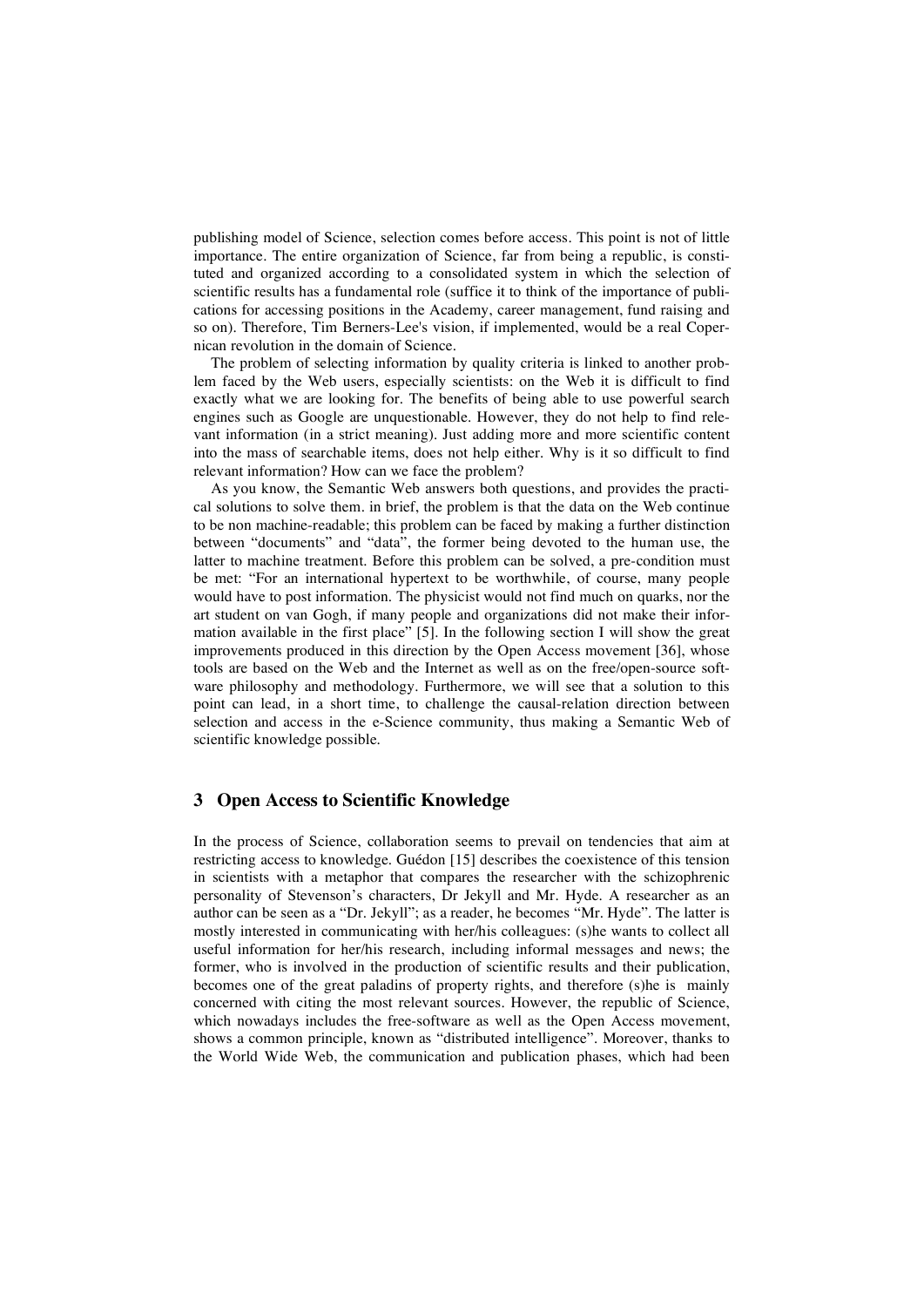publishing model of Science, selection comes before access. This point is not of little importance. The entire organization of Science, far from being a republic, is constituted and organized according to a consolidated system in which the selection of scientific results has a fundamental role (suffice it to think of the importance of publications for accessing positions in the Academy, career management, fund raising and so on). Therefore, Tim Berners-Lee's vision, if implemented, would be a real Copernican revolution in the domain of Science.

The problem of selecting information by quality criteria is linked to another problem faced by the Web users, especially scientists: on the Web it is difficult to find exactly what we are looking for. The benefits of being able to use powerful search engines such as Google are unquestionable. However, they do not help to find relevant information (in a strict meaning). Just adding more and more scientific content into the mass of searchable items, does not help either. Why is it so difficult to find relevant information? How can we face the problem?

As you know, the Semantic Web answers both questions, and provides the practical solutions to solve them. in brief, the problem is that the data on the Web continue to be non machine-readable; this problem can be faced by making a further distinction between "documents" and "data", the former being devoted to the human use, the latter to machine treatment. Before this problem can be solved, a pre-condition must be met: "For an international hypertext to be worthwhile, of course, many people would have to post information. The physicist would not find much on quarks, nor the art student on van Gogh, if many people and organizations did not make their information available in the first place" [5]. In the following section I will show the great improvements produced in this direction by the Open Access movement [36], whose tools are based on the Web and the Internet as well as on the free/open-source software philosophy and methodology. Furthermore, we will see that a solution to this point can lead, in a short time, to challenge the causal-relation direction between selection and access in the e-Science community, thus making a Semantic Web of scientific knowledge possible.

## 3 Open Access to Scientific Knowledge

In the process of Science, collaboration seems to prevail on tendencies that aim at restricting access to knowledge. Guédon [15] describes the coexistence of this tension in scientists with a metaphor that compares the researcher with the schizophrenic personality of Stevenson's characters, Dr Jekyll and Mr. Hyde. A researcher as an author can be seen as a "Dr. Jekyll"; as a reader, he becomes "Mr. Hyde". The latter is mostly interested in communicating with her/his colleagues: (s)he wants to collect all useful information for her/his research, including informal messages and news; the former, who is involved in the production of scientific results and their publication, becomes one of the great paladins of property rights, and therefore (s)he is mainly concerned with citing the most relevant sources. However, the republic of Science, which nowadays includes the free-software as well as the Open Access movement, shows a common principle, known as "distributed intelligence". Moreover, thanks to the World Wide Web, the communication and publication phases, which had been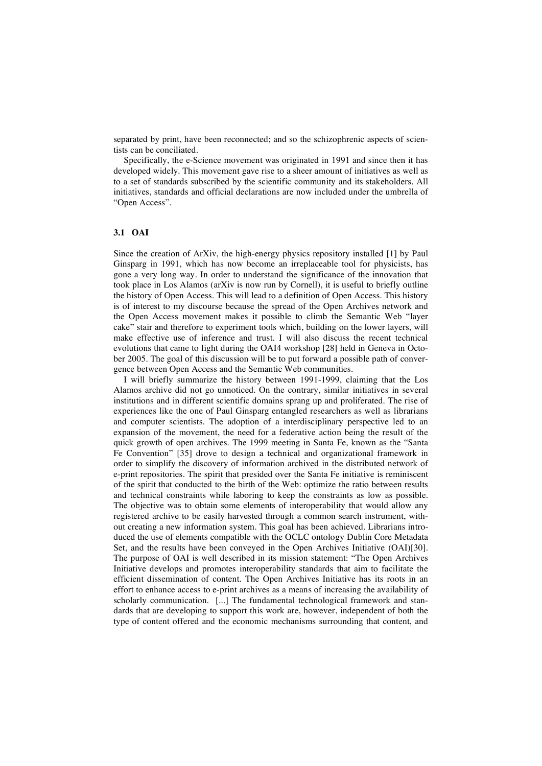separated by print, have been reconnected; and so the schizophrenic aspects of scientists can be conciliated.

Specifically, the e-Science movement was originated in 1991 and since then it has developed widely. This movement gave rise to a sheer amount of initiatives as well as to a set of standards subscribed by the scientific community and its stakeholders. All initiatives, standards and official declarations are now included under the umbrella of "Open Access".

### 3.1 OAI

Since the creation of ArXiv, the high-energy physics repository installed [1] by Paul Ginsparg in 1991, which has now become an irreplaceable tool for physicists, has gone a very long way. In order to understand the significance of the innovation that took place in Los Alamos (arXiv is now run by Cornell), it is useful to briefly outline the history of Open Access. This will lead to a definition of Open Access. This history is of interest to my discourse because the spread of the Open Archives network and the Open Access movement makes it possible to climb the Semantic Web "layer cake" stair and therefore to experiment tools which, building on the lower layers, will make effective use of inference and trust. I will also discuss the recent technical evolutions that came to light during the OAI4 workshop [28] held in Geneva in October 2005. The goal of this discussion will be to put forward a possible path of convergence between Open Access and the Semantic Web communities.

I will briefly summarize the history between 1991-1999, claiming that the Los Alamos archive did not go unnoticed. On the contrary, similar initiatives in several institutions and in different scientific domains sprang up and proliferated. The rise of experiences like the one of Paul Ginsparg entangled researchers as well as librarians and computer scientists. The adoption of a interdisciplinary perspective led to an expansion of the movement, the need for a federative action being the result of the quick growth of open archives. The 1999 meeting in Santa Fe, known as the "Santa Fe Convention" [35] drove to design a technical and organizational framework in order to simplify the discovery of information archived in the distributed network of e-print repositories. The spirit that presided over the Santa Fe initiative is reminiscent of the spirit that conducted to the birth of the Web: optimize the ratio between results and technical constraints while laboring to keep the constraints as low as possible. The objective was to obtain some elements of interoperability that would allow any registered archive to be easily harvested through a common search instrument, without creating a new information system. This goal has been achieved. Librarians introduced the use of elements compatible with the OCLC ontology Dublin Core Metadata Set, and the results have been conveyed in the Open Archives Initiative (OAI)[30]. The purpose of OAI is well described in its mission statement: "The Open Archives Initiative develops and promotes interoperability standards that aim to facilitate the efficient dissemination of content. The Open Archives Initiative has its roots in an effort to enhance access to e-print archives as a means of increasing the availability of scholarly communication. [...] The fundamental technological framework and standards that are developing to support this work are, however, independent of both the type of content offered and the economic mechanisms surrounding that content, and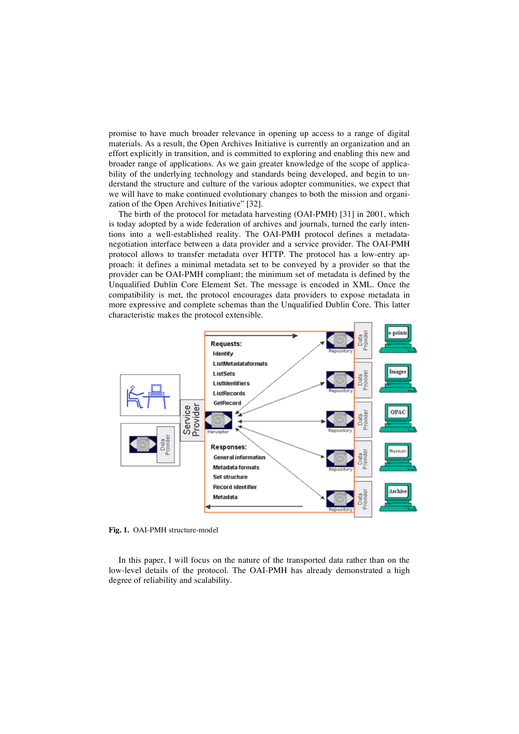promise to have much broader relevance in opening up access to a range of digital materials. As a result, the Open Archives Initiative is currently an organization and an effort explicitly in transition, and is committed to exploring and enabling this new and broader range of applications. As we gain greater knowledge of the scope of applicability of the underlying technology and standards being developed, and begin to understand the structure and culture of the various adopter communities, we expect that we will have to make continued evolutionary changes to both the mission and organization of the Open Archives Initiative" [32].

The birth of the protocol for metadata harvesting (OAI-PMH) [31] in 2001, which is today adopted by a wide federation of archives and journals, turned the early intentions into a well-established reality. The OAI-PMH protocol defines a metadata-negotiation interface between a data provider and a service provider. The OAI-PMH protocol allows to transfer metadata over HTTP. The protocol has a low-entry approach: it defines a minimal metadata set to be conveyed by a provider so that the provider can be OAI-PMH compliant; the minimum set of metadata is defined by the Unqualified Dublin Core Element Set. The message is encoded in XML. Once the compatibility is met, the protocol encourages data providers to expose metadata in more expressive and complete schemas than the Unqualified Dublin Core. This latter characteristic makes the protocol extensible.

**Fig. 1.** OAI-PMH structure-model

In this paper, I will focus on the nature of the transported data rather than on the low-level details of the protocol. The OAI-PMH has already demonstrated a high degree of reliability and scalability.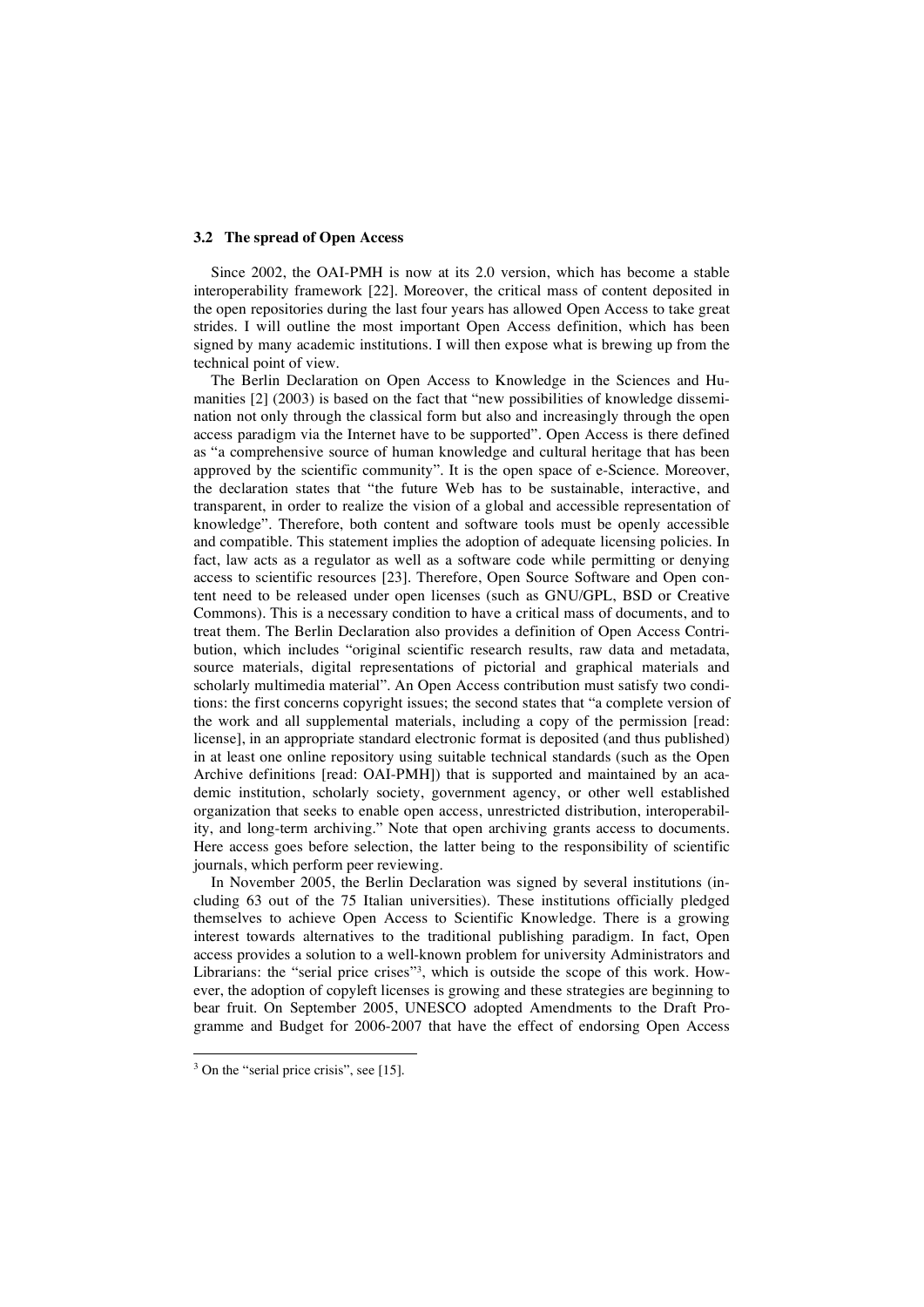### 3.2 The spread of Open Access

Since 2002, the OAI-PMH is now at its 2.0 version, which has become a stable interoperability framework [22]. Moreover, the critical mass of content deposited in the open repositories during the last four years has allowed Open Access to take great strides. I will outline the most important Open Access definition, which has been signed by many academic institutions. I will then expose what is brewing up from the technical point of view.

The Berlin Declaration on Open Access to Knowledge in the Sciences and Humanities [2] (2003) is based on the fact that "new possibilities of knowledge dissemination not only through the classical form but also and increasingly through the open access paradigm via the Internet have to be supported". Open Access is there defined as "a comprehensive source of human knowledge and cultural heritage that has been approved by the scientific community". It is the open space of e-Science. Moreover, the declaration states that "the future Web has to be sustainable, interactive, and transparent, in order to realize the vision of a global and accessible representation of knowledge". Therefore, both content and software tools must be openly accessible and compatible. This statement implies the adoption of adequate licensing policies. In fact, law acts as a regulator as well as a software code while permitting or denying access to scientific resources [23]. Therefore, Open Source Software and Open content need to be released under open licenses (such as GNU/GPL, BSD or Creative Commons). This is a necessary condition to have a critical mass of documents, and to treat them. The Berlin Declaration also provides a definition of Open Access Contribution, which includes "original scientific research results, raw data and metadata, source materials, digital representations of pictorial and graphical materials and scholarly multimedia material". An Open Access contribution must satisfy two conditions: the first concerns copyright issues; the second states that "a complete version of the work and all supplemental materials, including a copy of the permission [read: license], in an appropriate standard electronic format is deposited (and thus published) in at least one online repository using suitable technical standards (such as the Open Archive definitions [read: OAI-PMH]) that is supported and maintained by an academic institution, scholarly society, government agency, or other well established organization that seeks to enable open access, unrestricted distribution, interoperability, and long-term archiving." Note that open archiving grants access to documents. Here access goes before selection, the latter being to the responsibility of scientific journals, which perform peer reviewing.

In November 2005, the Berlin Declaration was signed by several institutions (including 63 out of the 75 Italian universities). These institutions officially pledged themselves to achieve Open Access to Scientific Knowledge. There is a growing interest towards alternatives to the traditional publishing paradigm. In fact, Open access provides a solution to a well-known problem for university Administrators and Librarians: the "serial price crises"[3], which is outside the scope of this work. However, the adoption of copyleft licenses is growing and these strategies are beginning to bear fruit. On September 2005, UNESCO adopted Amendments to the Draft Programme and Budget for 2006-2007 that have the effect of endorsing Open Access

[3] On the "serial price crisis", see [15].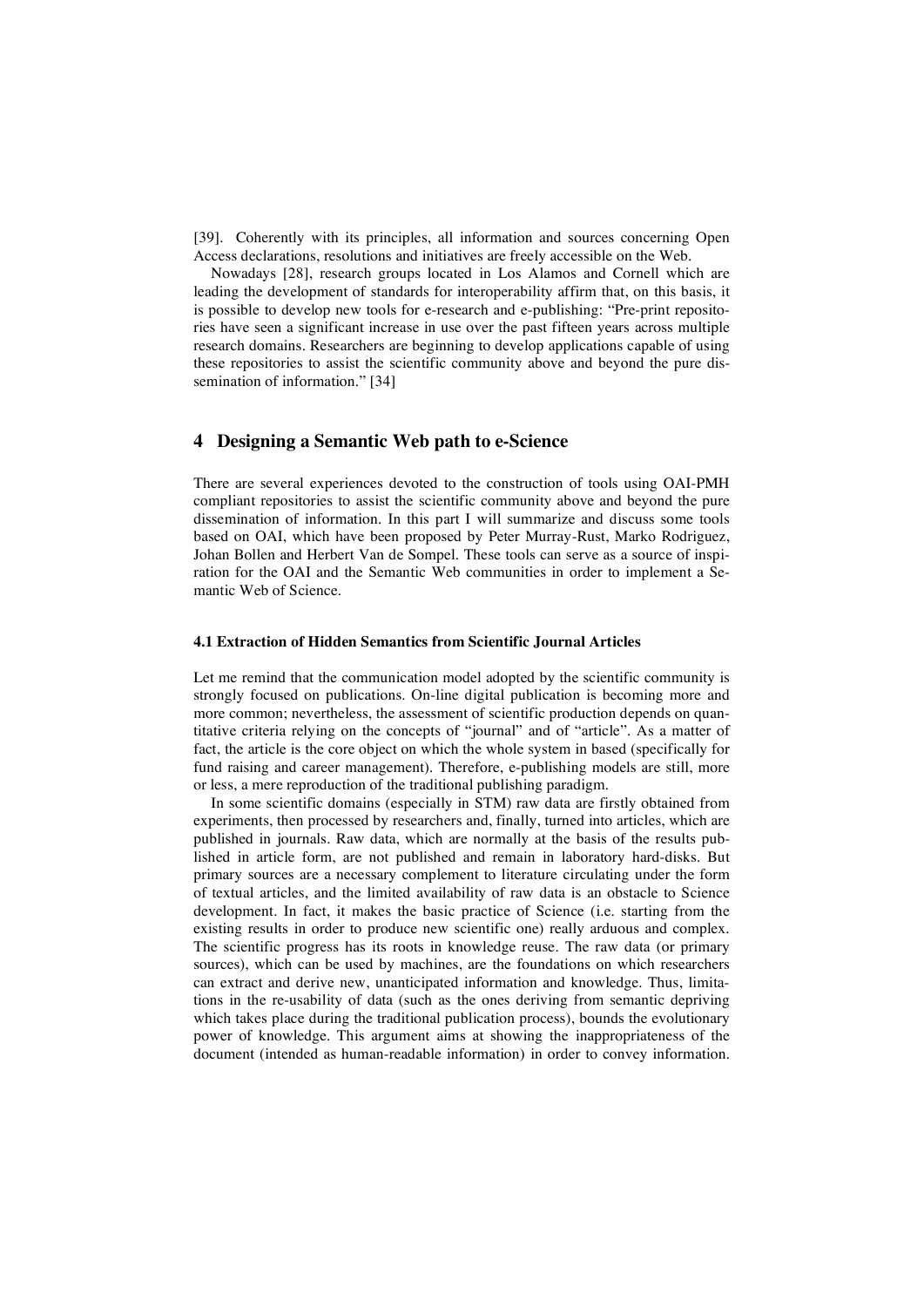[39]. Coherently with its principles, all information and sources concerning Open Access declarations, resolutions and initiatives are freely accessible on the Web.

Nowadays [28], research groups located in Los Alamos and Cornell which are leading the development of standards for interoperability affirm that, on this basis, it is possible to develop new tools for e-research and e-publishing: "Pre-print repositories have seen a significant increase in use over the past fifteen years across multiple research domains. Researchers are beginning to develop applications capable of using these repositories to assist the scientific community above and beyond the pure dissemination of information." [34]

## 4 Designing a Semantic Web path to e-Science

There are several experiences devoted to the construction of tools using OAI-PMH compliant repositories to assist the scientific community above and beyond the pure dissemination of information. In this part I will summarize and discuss some tools based on OAI, which have been proposed by Peter Murray-Rust, Marko Rodriguez, Johan Bollen and Herbert Van de Sompel. These tools can serve as a source of inspiration for the OAI and the Semantic Web communities in order to implement a Semantic Web of Science.

### 4.1 Extraction of Hidden Semantics from Scientific Journal Articles

Let me remind that the communication model adopted by the scientific community is strongly focused on publications. On-line digital publication is becoming more and more common; nevertheless, the assessment of scientific production depends on quantitative criteria relying on the concepts of "journal" and of "article". As a matter of fact, the article is the core object on which the whole system in based (specifically for fund raising and career management). Therefore, e-publishing models are still, more or less, a mere reproduction of the traditional publishing paradigm.

In some scientific domains (especially in STM) raw data are firstly obtained from experiments, then processed by researchers and, finally, turned into articles, which are published in journals. Raw data, which are normally at the basis of the results published in article form, are not published and remain in laboratory hard-disks. But primary sources are a necessary complement to literature circulating under the form of textual articles, and the limited availability of raw data is an obstacle to Science development. In fact, it makes the basic practice of Science (i.e. starting from the existing results in order to produce new scientific one) really arduous and complex. The scientific progress has its roots in knowledge reuse. The raw data (or primary sources), which can be used by machines, are the foundations on which researchers can extract and derive new, unanticipated information and knowledge. Thus, limitations in the re-usability of data (such as the ones deriving from semantic depriving which takes place during the traditional publication process), bounds the evolutionary power of knowledge. This argument aims at showing the inappropriateness of the document (intended as human-readable information) in order to convey information.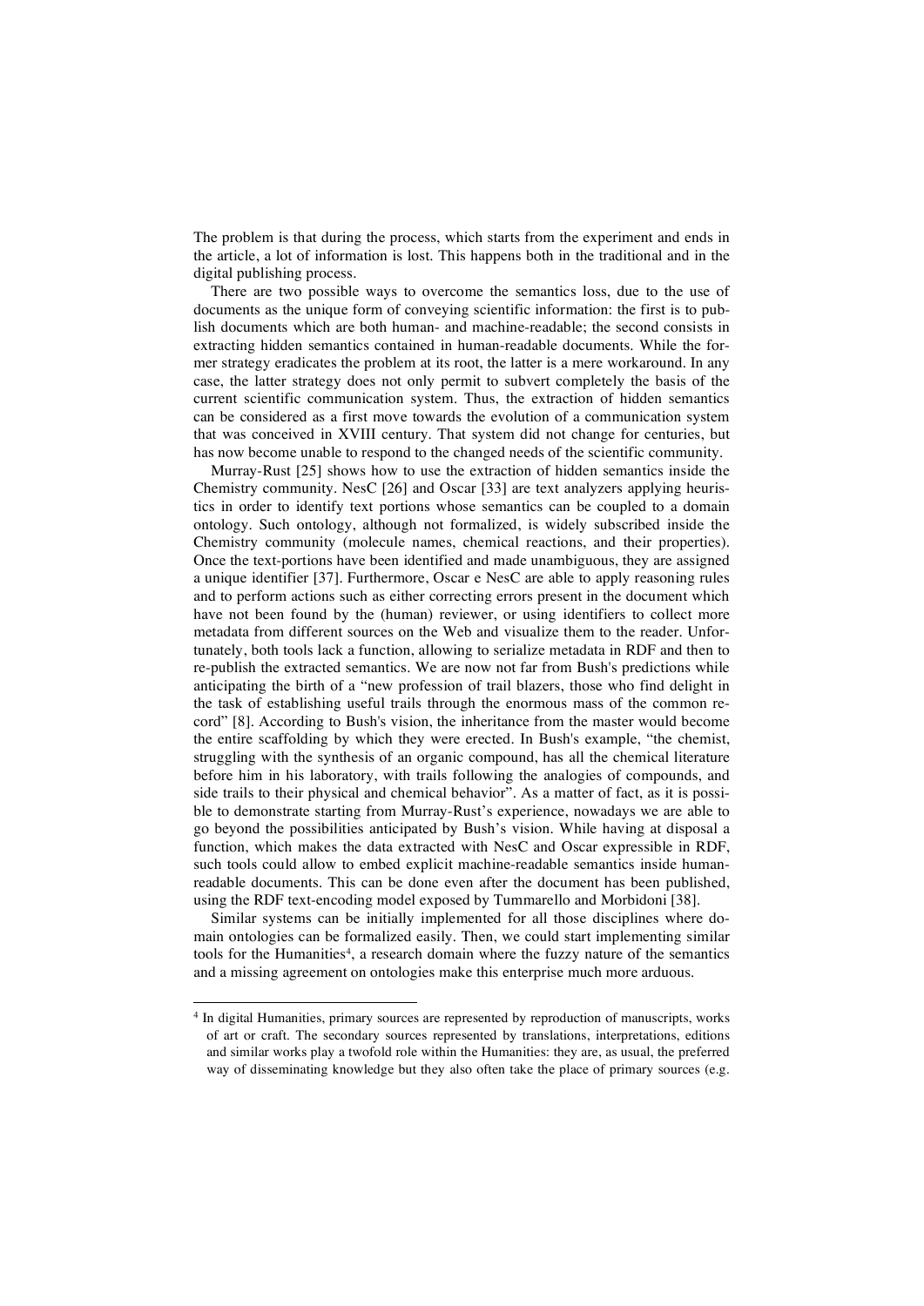The problem is that during the process, which starts from the experiment and ends in the article, a lot of information is lost. This happens both in the traditional and in the digital publishing process.

There are two possible ways to overcome the semantics loss, due to the use of documents as the unique form of conveying scientific information: the first is to publish documents which are both human- and machine-readable; the second consists in extracting hidden semantics contained in human-readable documents. While the former strategy eradicates the problem at its root, the latter is a mere workaround. In any case, the latter strategy does not only permit to subvert completely the basis of the current scientific communication system. Thus, the extraction of hidden semantics can be considered as a first move towards the evolution of a communication system that was conceived in XVIII century. That system did not change for centuries, but has now become unable to respond to the changed needs of the scientific community.

Murray-Rust [25] shows how to use the extraction of hidden semantics inside the Chemistry community. NesC [26] and Oscar [33] are text analyzers applying heuristics in order to identify text portions whose semantics can be coupled to a domain ontology. Such ontology, although not formalized, is widely subscribed inside the Chemistry community (molecule names, chemical reactions, and their properties). Once the text-portions have been identified and made unambiguous, they are assigned a unique identifier [37]. Furthermore, Oscar e NesC are able to apply reasoning rules and to perform actions such as either correcting errors present in the document which have not been found by the (human) reviewer, or using identifiers to collect more metadata from different sources on the Web and visualize them to the reader. Unfortunately, both tools lack a function, allowing to serialize metadata in RDF and then to re-publish the extracted semantics. We are now not far from Bush's predictions while anticipating the birth of a "new profession of trail blazers, those who find delight in the task of establishing useful trails through the enormous mass of the common record" [8]. According to Bush's vision, the inheritance from the master would become the entire scaffolding by which they were erected. In Bush's example, "the chemist, struggling with the synthesis of an organic compound, has all the chemical literature before him in his laboratory, with trails following the analogies of compounds, and side trails to their physical and chemical behavior". As a matter of fact, as it is possible to demonstrate starting from Murray-Rust's experience, nowadays we are able to go beyond the possibilities anticipated by Bush's vision. While having at disposal a function, which makes the data extracted with NesC and Oscar expressible in RDF, such tools could allow to embed explicit machine-readable semantics inside human-readable documents. This can be done even after the document has been published, using the RDF text-encoding model exposed by Tummarello and Morbidoni [38].

Similar systems can be initially implemented for all those disciplines where domain ontologies can be formalized easily. Then, we could start implementing similar tools for the Humanities[4], a research domain where the fuzzy nature of the semantics and a missing agreement on ontologies make this enterprise much more arduous.

[4] In digital Humanities, primary sources are represented by reproduction of manuscripts, works of art or craft. The secondary sources represented by translations, interpretations, editions and similar works play a twofold role within the Humanities: they are, as usual, the preferred way of disseminating knowledge but they also often take the place of primary sources (e.g.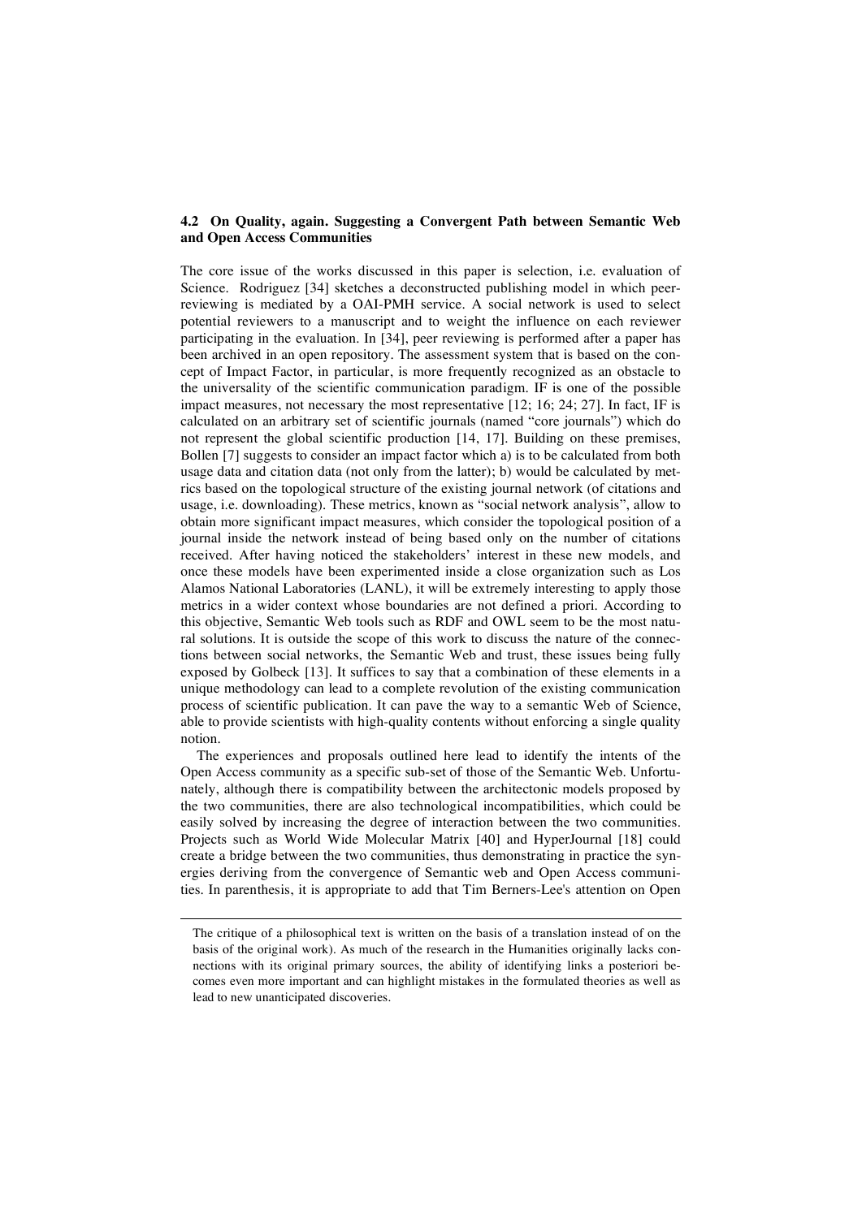### 4.2 On Quality, again. Suggesting a Convergent Path between Semantic Web and Open Access Communities

The core issue of the works discussed in this paper is selection, i.e. evaluation of Science. Rodriguez [34] sketches a deconstructed publishing model in which peer-reviewing is mediated by a OAI-PMH service. A social network is used to select potential reviewers to a manuscript and to weight the influence on each reviewer participating in the evaluation. In [34], peer reviewing is performed after a paper has been archived in an open repository. The assessment system that is based on the concept of Impact Factor, in particular, is more frequently recognized as an obstacle to the universality of the scientific communication paradigm. IF is one of the possible impact measures, not necessary the most representative [12; 16; 24; 27]. In fact, IF is calculated on an arbitrary set of scientific journals (named "core journals") which do not represent the global scientific production [14, 17]. Building on these premises, Bollen [7] suggests to consider an impact factor which a) is to be calculated from both usage data and citation data (not only from the latter); b) would be calculated by metrics based on the topological structure of the existing journal network (of citations and usage, i.e. downloading). These metrics, known as "social network analysis", allow to obtain more significant impact measures, which consider the topological position of a journal inside the network instead of being based only on the number of citations received. After having noticed the stakeholders' interest in these new models, and once these models have been experimented inside a close organization such as Los Alamos National Laboratories (LANL), it will be extremely interesting to apply those metrics in a wider context whose boundaries are not defined a priori. According to this objective, Semantic Web tools such as RDF and OWL seem to be the most natural solutions. It is outside the scope of this work to discuss the nature of the connections between social networks, the Semantic Web and trust, these issues being fully exposed by Golbeck [13]. It suffices to say that a combination of these elements in a unique methodology can lead to a complete revolution of the existing communication process of scientific publication. It can pave the way to a semantic Web of Science, able to provide scientists with high-quality contents without enforcing a single quality notion.

The experiences and proposals outlined here lead to identify the intents of the Open Access community as a specific sub-set of those of the Semantic Web. Unfortunately, although there is compatibility between the architectonic models proposed by the two communities, there are also technological incompatibilities, which could be easily solved by increasing the degree of interaction between the two communities. Projects such as World Wide Molecular Matrix [40] and HyperJournal [18] could create a bridge between the two communities, thus demonstrating in practice the synergies deriving from the convergence of Semantic web and Open Access communities. In parenthesis, it is appropriate to add that Tim Berners-Lee's attention on Open

---

The critique of a philosophical text is written on the basis of a translation instead of on the basis of the original work). As much of the research in the Humanities originally lacks connections with its original primary sources, the ability of identifying links a posteriori becomes even more important and can highlight mistakes in the formulated theories as well as lead to new unanticipated discoveries.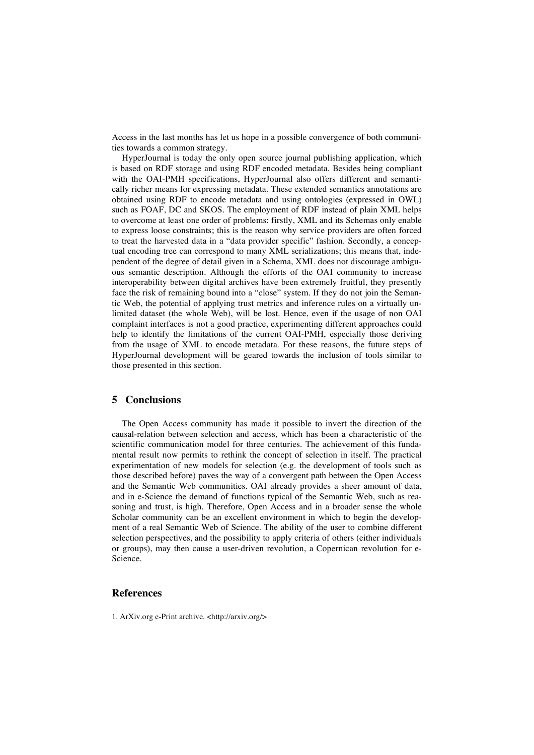Access in the last months has let us hope in a possible convergence of both communities towards a common strategy.

HyperJournal is today the only open source journal publishing application, which is based on RDF storage and using RDF encoded metadata. Besides being compliant with the OAI-PMH specifications, HyperJournal also offers different and semantically richer means for expressing metadata. These extended semantics annotations are obtained using RDF to encode metadata and using ontologies (expressed in OWL) such as FOAF, DC and SKOS. The employment of RDF instead of plain XML helps to overcome at least one order of problems: firstly, XML and its Schemas only enable to express loose constraints; this is the reason why service providers are often forced to treat the harvested data in a "data provider specific" fashion. Secondly, a conceptual encoding tree can correspond to many XML serializations; this means that, independent of the degree of detail given in a Schema, XML does not discourage ambiguous semantic description. Although the efforts of the OAI community to increase interoperability between digital archives have been extremely fruitful, they presently face the risk of remaining bound into a "close" system. If they do not join the Semantic Web, the potential of applying trust metrics and inference rules on a virtually unlimited dataset (the whole Web), will be lost. Hence, even if the usage of non OAI complaint interfaces is not a good practice, experimenting different approaches could help to identify the limitations of the current OAI-PMH, especially those deriving from the usage of XML to encode metadata. For these reasons, the future steps of HyperJournal development will be geared towards the inclusion of tools similar to those presented in this section.

## 5 Conclusions

The Open Access community has made it possible to invert the direction of the causal-relation between selection and access, which has been a characteristic of the scientific communication model for three centuries. The achievement of this fundamental result now permits to rethink the concept of selection in itself. The practical experimentation of new models for selection (e.g. the development of tools such as those described before) paves the way of a convergent path between the Open Access and the Semantic Web communities. OAI already provides a sheer amount of data, and in e-Science the demand of functions typical of the Semantic Web, such as reasoning and trust, is high. Therefore, Open Access and in a broader sense the whole Scholar community can be an excellent environment in which to begin the development of a real Semantic Web of Science. The ability of the user to combine different selection perspectives, and the possibility to apply criteria of others (either individuals or groups), may then cause a user-driven revolution, a Copernican revolution for e-Science.

## References

1. ArXiv.org e-Print archive. <http://arxiv.org/>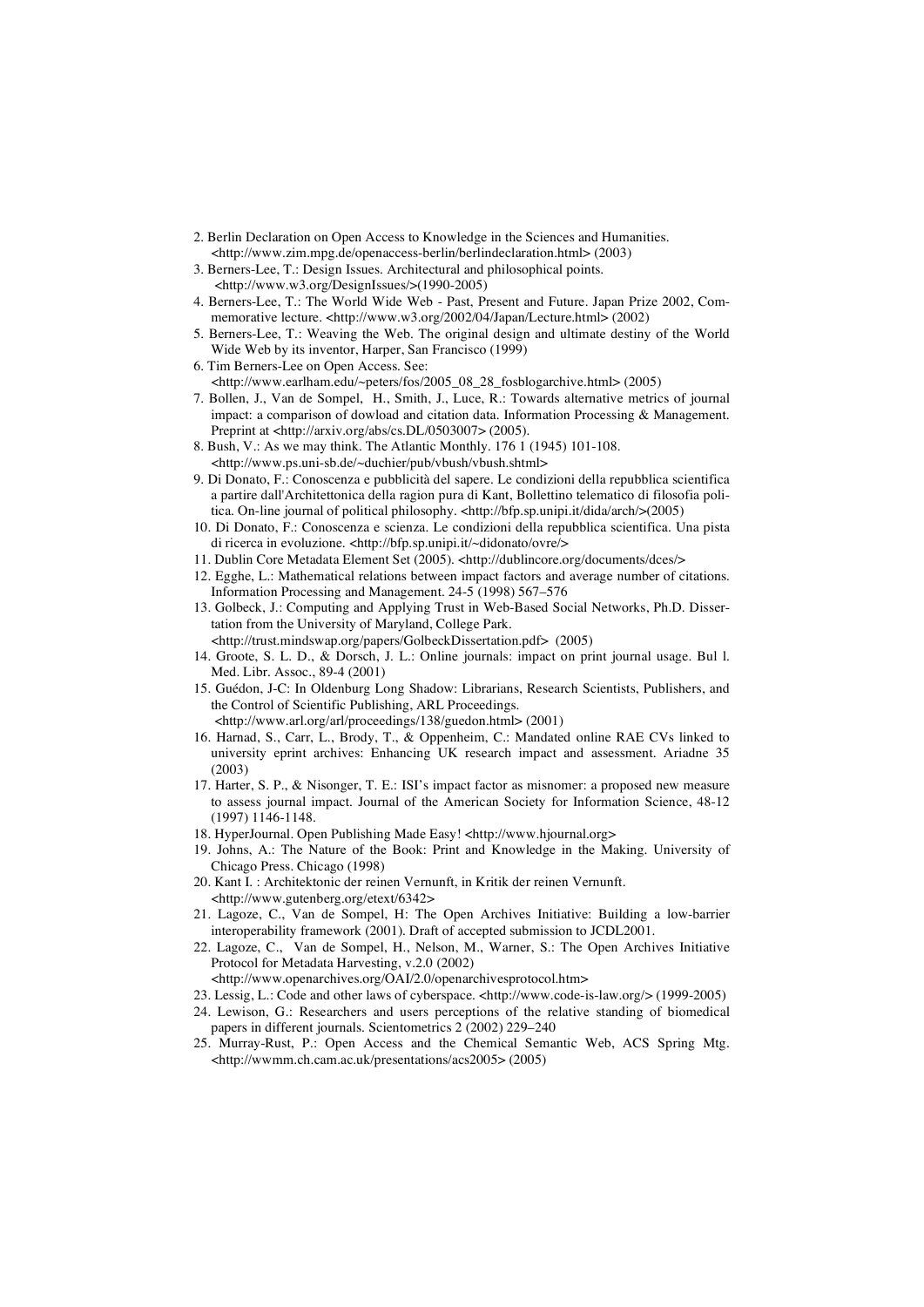2. Berlin Declaration on Open Access to Knowledge in the Sciences and Humanities. <http://www.zim.mpg.de/openaccess-berlin/berlindeclaration.html> (2003)
3. Berners-Lee, T.: Design Issues. Architectural and philosophical points. <http://www.w3.org/DesignIssues/>(1990-2005)
4. Berners-Lee, T.: The World Wide Web - Past, Present and Future. Japan Prize 2002, Commemorative lecture. <http://www.w3.org/2002/04/Japan/Lecture.html> (2002)
5. Berners-Lee, T.: Weaving the Web. The original design and ultimate destiny of the World Wide Web by its inventor, Harper, San Francisco (1999)
6. Tim Berners-Lee on Open Access. See: <http://www.earlham.edu/~peters/fos/2005_08_28_fosblogarchive.html> (2005)
7. Bollen, J., Van de Sompel, H., Smith, J., Luce, R.: Towards alternative metrics of journal impact: a comparison of dowload and citation data. Information Processing & Management. Preprint at <http://arxiv.org/abs/cs.DL/0503007> (2005).
8. Bush, V.: As we may think. The Atlantic Monthly. 176 1 (1945) 101-108. <http://www.ps.uni-sb.de/~duchier/pub/vbush/vbush.shtml>
9. Di Donato, F.: Conoscenza e pubblicità del sapere. Le condizioni della repubblica scientifica a partire dall'Architettonica della ragion pura di Kant, Bollettino telematico di filosofia politica. On-line journal of political philosophy. <http://bfp.sp.unipi.it/dida/arch/>(2005)
10. Di Donato, F.: Conoscenza e scienza. Le condizioni della repubblica scientifica. Una pista di ricerca in evoluzione. <http://bfp.sp.unipi.it/~didonato/ovre/>
11. Dublin Core Metadata Element Set (2005). <http://dublincore.org/documents/dces/>
12. Egghe, L.: Mathematical relations between impact factors and average number of citations. Information Processing and Management. 24-5 (1998) 567–576
13. Golbeck, J.: Computing and Applying Trust in Web-Based Social Networks, Ph.D. Dissertation from the University of Maryland, College Park. <http://trust.mindswap.org/papers/GolbeckDissertation.pdf> (2005)
14. Groote, S. L. D., & Dorsch, J. L.: Online journals: impact on print journal usage. Bul l. Med. Libr. Assoc., 89-4 (2001)
15. Guédon, J-C: In Oldenburg Long Shadow: Librarians, Research Scientists, Publishers, and the Control of Scientific Publishing, ARL Proceedings. <http://www.arl.org/arl/proceedings/138/guedon.html> (2001)
16. Harnad, S., Carr, L., Brody, T., & Oppenheim, C.: Mandated online RAE CVs linked to university eprint archives: Enhancing UK research impact and assessment. Ariadne 35 (2003)
17. Harter, S. P., & Nisonger, T. E.: ISI's impact factor as misnomer: a proposed new measure to assess journal impact. Journal of the American Society for Information Science, 48-12 (1997) 1146-1148.
18. HyperJournal. Open Publishing Made Easy! <http://www.hjournal.org>
19. Johns, A.: The Nature of the Book: Print and Knowledge in the Making. University of Chicago Press. Chicago (1998)
20. Kant I. : Architektonic der reinen Vernunft, in Kritik der reinen Vernunft. <http://www.gutenberg.org/etext/6342>
21. Lagoze, C., Van de Sompel, H: The Open Archives Initiative: Building a low-barrier interoperability framework (2001). Draft of accepted submission to JCDL2001.
22. Lagoze, C., Van de Sompel, H., Nelson, M., Warner, S.: The Open Archives Initiative Protocol for Metadata Harvesting, v.2.0 (2002) <http://www.openarchives.org/OAI/2.0/openarchivesprotocol.htm>
23. Lessig, L.: Code and other laws of cyberspace. <http://www.code-is-law.org/> (1999-2005)
24. Lewison, G.: Researchers and users perceptions of the relative standing of biomedical papers in different journals. Scientometrics 2 (2002) 229–240
25. Murray-Rust, P.: Open Access and the Chemical Semantic Web, ACS Spring Mtg. <http://wwmm.ch.cam.ac.uk/presentations/acs2005> (2005)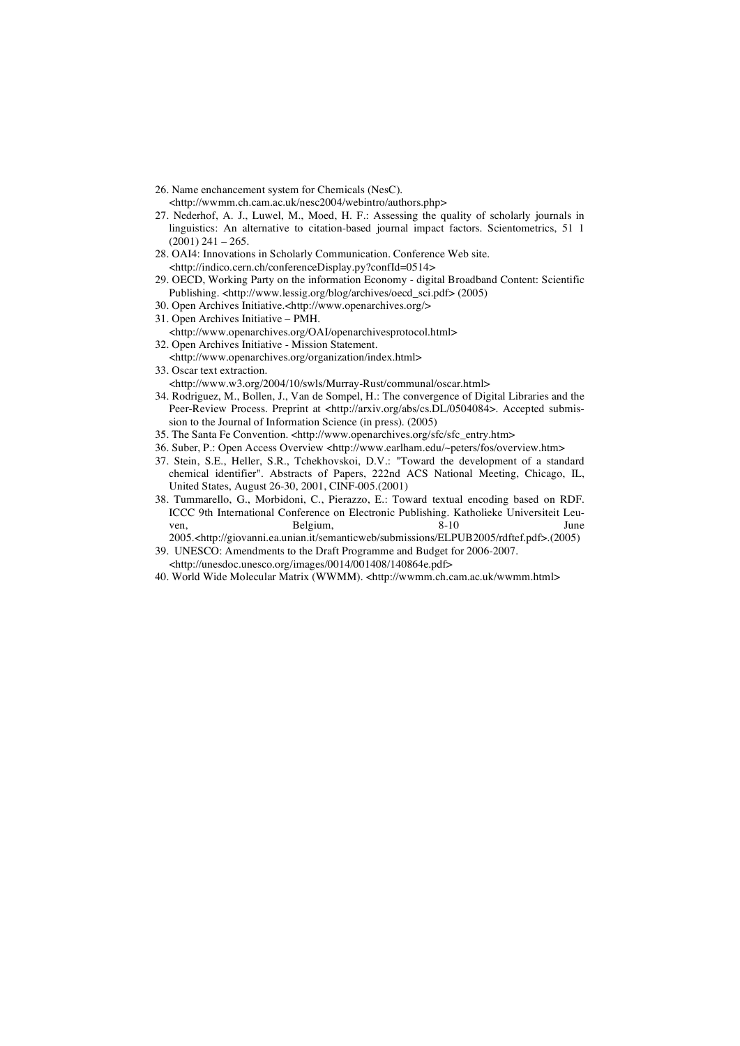26. Name enchancement system for Chemicals (NesC). <http://wwmm.ch.cam.ac.uk/nesc2004/webintro/authors.php>
27. Nederhof, A. J., Luwel, M., Moed, H. F.: Assessing the quality of scholarly journals in linguistics: An alternative to citation-based journal impact factors. Scientometrics, 51 1 (2001) 241 – 265.
28. OAI4: Innovations in Scholarly Communication. Conference Web site. <http://indico.cern.ch/conferenceDisplay.py?confId=0514>
29. OECD, Working Party on the information Economy - digital Broadband Content: Scientific Publishing. <http://www.lessig.org/blog/archives/oecd_sci.pdf> (2005)
30. Open Archives Initiative.<http://www.openarchives.org/>
31. Open Archives Initiative – PMH. <http://www.openarchives.org/OAI/openarchivesprotocol.html>
32. Open Archives Initiative - Mission Statement. <http://www.openarchives.org/organization/index.html>
33. Oscar text extraction. <http://www.w3.org/2004/10/swls/Murray-Rust/communal/oscar.html>
34. Rodriguez, M., Bollen, J., Van de Sompel, H.: The convergence of Digital Libraries and the Peer-Review Process. Preprint at <http://arxiv.org/abs/cs.DL/0504084>. Accepted submission to the Journal of Information Science (in press). (2005)
35. The Santa Fe Convention. <http://www.openarchives.org/sfc/sfc_entry.htm>
36. Suber, P.: Open Access Overview <http://www.earlham.edu/~peters/fos/overview.htm>
37. Stein, S.E., Heller, S.R., Tchekhovskoi, D.V.: "Toward the development of a standard chemical identifier". Abstracts of Papers, 222nd ACS National Meeting, Chicago, IL, United States, August 26-30, 2001, CINF-005.(2001)
38. Tummarello, G., Morbidoni, C., Pierazzo, E.: Toward textual encoding based on RDF. ICCC 9th International Conference on Electronic Publishing. Katholieke Universiteit Leuven, Belgium, 8-10 June 2005.<http://giovanni.ea.unian.it/semanticweb/submissions/ELPUB2005/rdftef.pdf>.(2005)
39. UNESCO: Amendments to the Draft Programme and Budget for 2006-2007. <http://unesdoc.unesco.org/images/0014/001408/140864e.pdf>
40. World Wide Molecular Matrix (WWMM). <http://wwmm.ch.cam.ac.uk/wwmm.html>